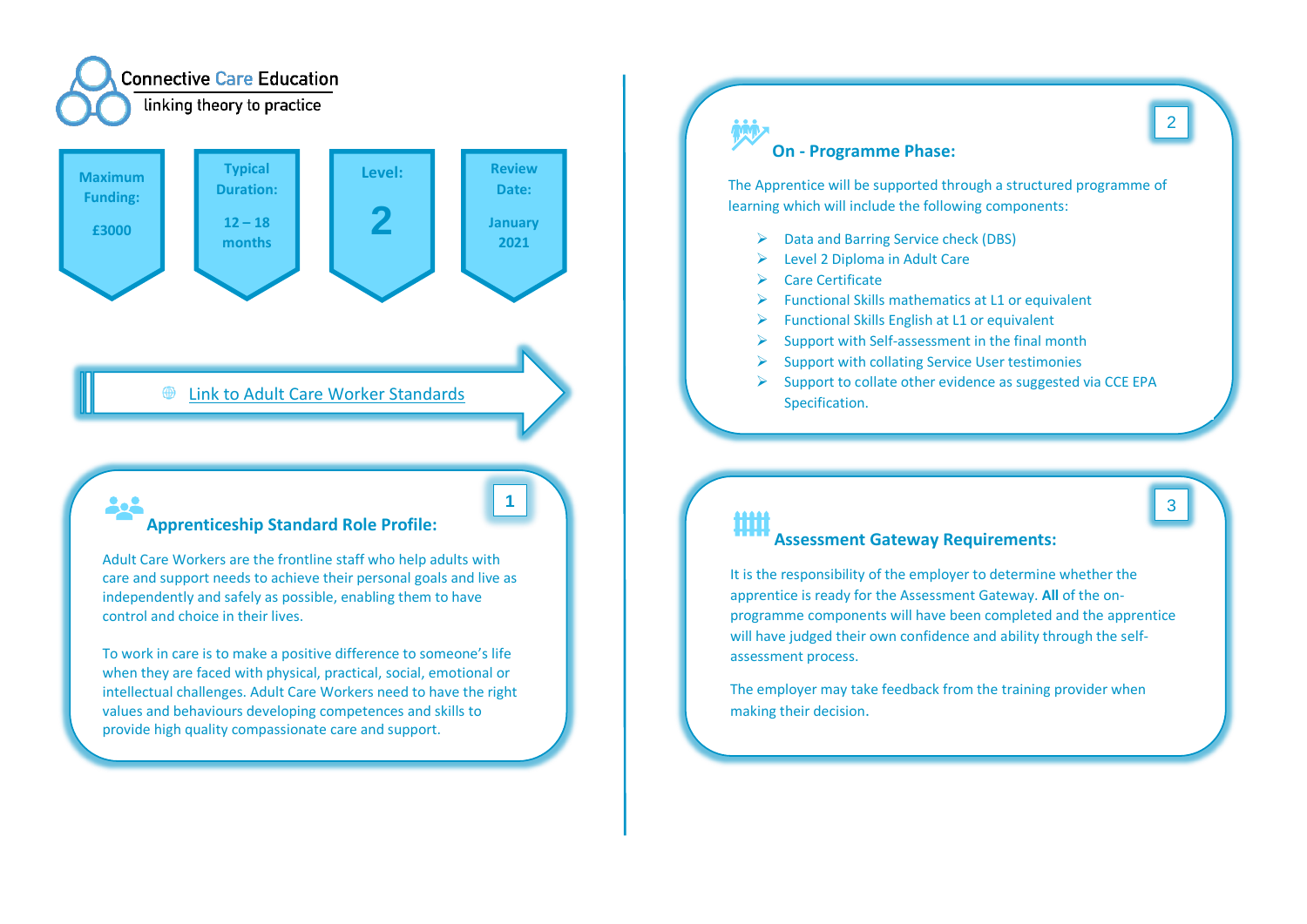Connective Care Education

linking theory to practice

| Maximum Funding: | Typical Duration: | Level: | Review Date: |
|---|---|---|---|
| £3000 | 12 – 18 months | 2 | January 2021 |

Link to Adult Care Worker Standards

## 1 Apprenticeship Standard Role Profile:

Adult Care Workers are the frontline staff who help adults with care and support needs to achieve their personal goals and live as independently and safely as possible, enabling them to have control and choice in their lives.

To work in care is to make a positive difference to someone's life when they are faced with physical, practical, social, emotional or intellectual challenges. Adult Care Workers need to have the right values and behaviours developing competences and skills to provide high quality compassionate care and support.

## 2 On - Programme Phase:

The Apprentice will be supported through a structured programme of learning which will include the following components:

- Data and Barring Service check (DBS)
- Level 2 Diploma in Adult Care
- Care Certificate
- Functional Skills mathematics at L1 or equivalent
- Functional Skills English at L1 or equivalent
- Support with Self-assessment in the final month
- Support with collating Service User testimonies
- Support to collate other evidence as suggested via CCE EPA Specification.

## 3 Assessment Gateway Requirements:

It is the responsibility of the employer to determine whether the apprentice is ready for the Assessment Gateway. **All** of the on-programme components will have been completed and the apprentice will have judged their own confidence and ability through the self-assessment process.

The employer may take feedback from the training provider when making their decision.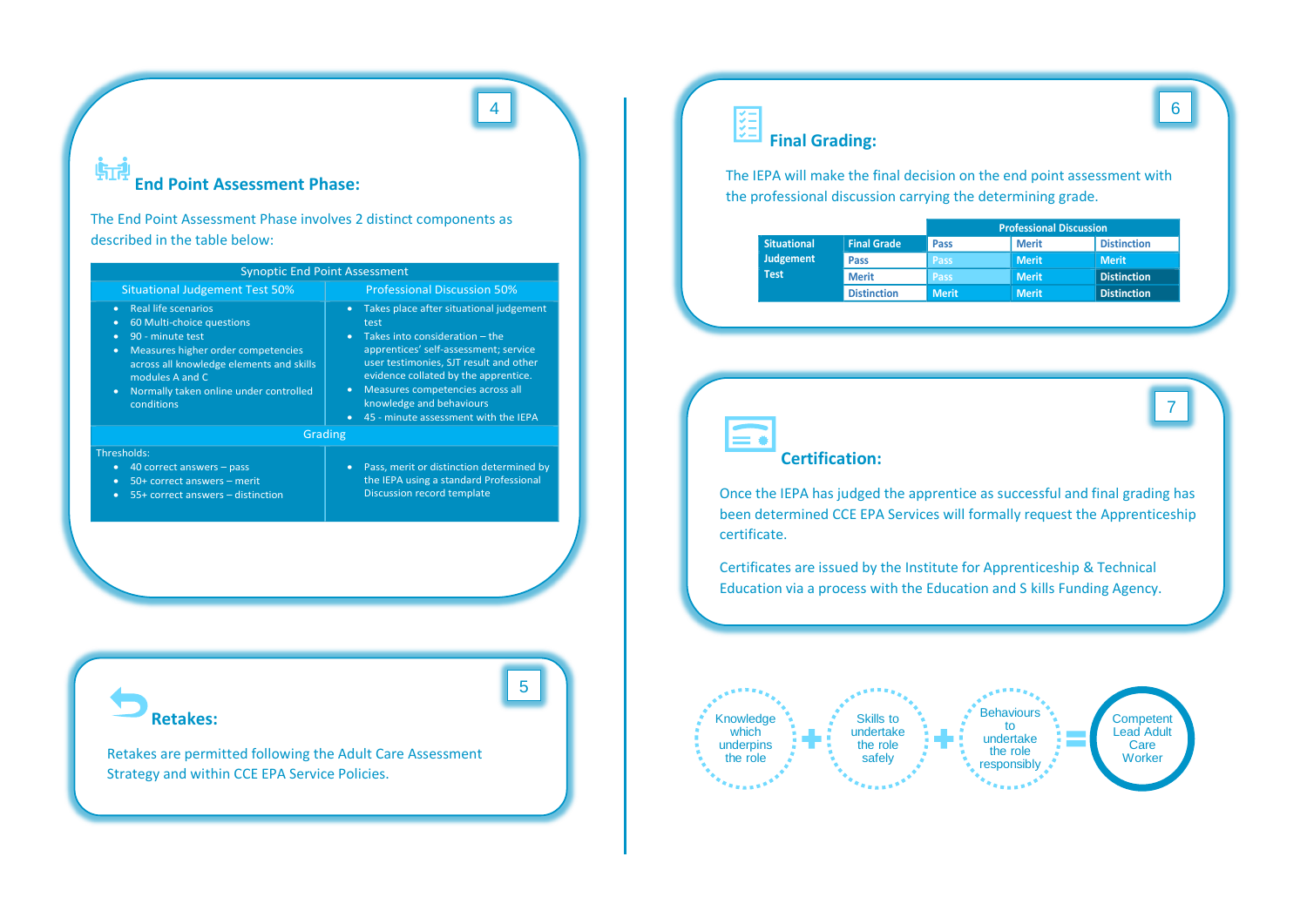## End Point Assessment Phase:

The End Point Assessment Phase involves 2 distinct components as described in the table below:

| Synoptic End Point Assessment | |
|---|---|
| **Situational Judgement Test 50%** | **Professional Discussion 50%** |
| • Real life scenarios<br>• 60 Multi-choice questions<br>• 90 - minute test<br>• Measures higher order competencies across all knowledge elements and skills modules A and C<br>• Normally taken online under controlled conditions | • Takes place after situational judgement test<br>• Takes into consideration – the apprentices' self-assessment; service user testimonies, SJT result and other evidence collated by the apprentice.<br>• Measures competencies across all knowledge and behaviours<br>• 45 - minute assessment with the IEPA |
| **Grading** | |
| Thresholds:<br>• 40 correct answers – pass<br>• 50+ correct answers – merit<br>• 55+ correct answers – distinction | • Pass, merit or distinction determined by the IEPA using a standard Professional Discussion record template |

## Retakes:

Retakes are permitted following the Adult Care Assessment Strategy and within CCE EPA Service Policies.

## Final Grading:

The IEPA will make the final decision on the end point assessment with the professional discussion carrying the determining grade.

| | | Professional Discussion | | |
|---|---|---|---|---|
| **Situational Judgement Test** | **Final Grade** | Pass | Merit | Distinction |
| | Pass | Pass | Merit | Merit |
| | Merit | Pass | Merit | Distinction |
| | Distinction | Merit | Merit | Distinction |

## Certification:

Once the IEPA has judged the apprentice as successful and final grading has been determined CCE EPA Services will formally request the Apprenticeship certificate.

Certificates are issued by the Institute for Apprenticeship & Technical Education via a process with the Education and S kills Funding Agency.

Knowledge which underpins the role + Skills to undertake the role safely + Behaviours to undertake the role responsibly = Competent Lead Adult Care Worker